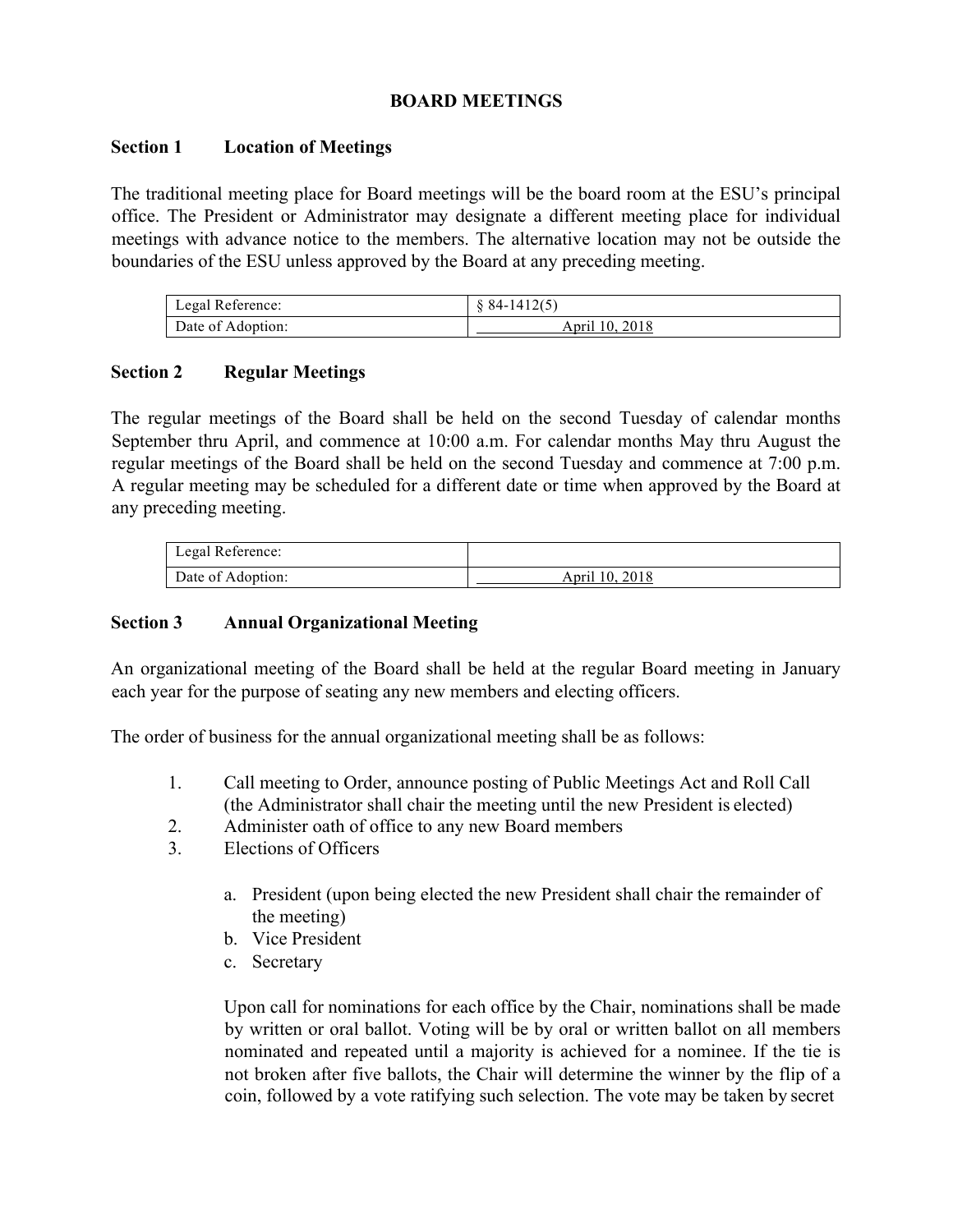# BOARD MEETINGS

## Section 1 Location of Meetings

The traditional meeting place for Board meetings will be the board room at the ESU's principal office. The President or Administrator may designate a different meeting place for individual meetings with advance notice to the members. The alternative location may not be outside the boundaries of the ESU unless approved by the Board at any preceding meeting.

| Legal Reference: | § 84-1412(5) |
|---|---|
| Date of Adoption: | April 10, 2018 |

## Section 2 Regular Meetings

The regular meetings of the Board shall be held on the second Tuesday of calendar months September thru April, and commence at 10:00 a.m. For calendar months May thru August the regular meetings of the Board shall be held on the second Tuesday and commence at 7:00 p.m. A regular meeting may be scheduled for a different date or time when approved by the Board at any preceding meeting.

| Legal Reference: | |
|---|---|
| Date of Adoption: | April 10, 2018 |

## Section 3 Annual Organizational Meeting

An organizational meeting of the Board shall be held at the regular Board meeting in January each year for the purpose of seating any new members and electing officers.

The order of business for the annual organizational meeting shall be as follows:

1. Call meeting to Order, announce posting of Public Meetings Act and Roll Call (the Administrator shall chair the meeting until the new President is elected)
2. Administer oath of office to any new Board members
3. Elections of Officers

   a. President (upon being elected the new President shall chair the remainder of the meeting)
   b. Vice President
   c. Secretary

   Upon call for nominations for each office by the Chair, nominations shall be made by written or oral ballot. Voting will be by oral or written ballot on all members nominated and repeated until a majority is achieved for a nominee. If the tie is not broken after five ballots, the Chair will determine the winner by the flip of a coin, followed by a vote ratifying such selection. The vote may be taken by secret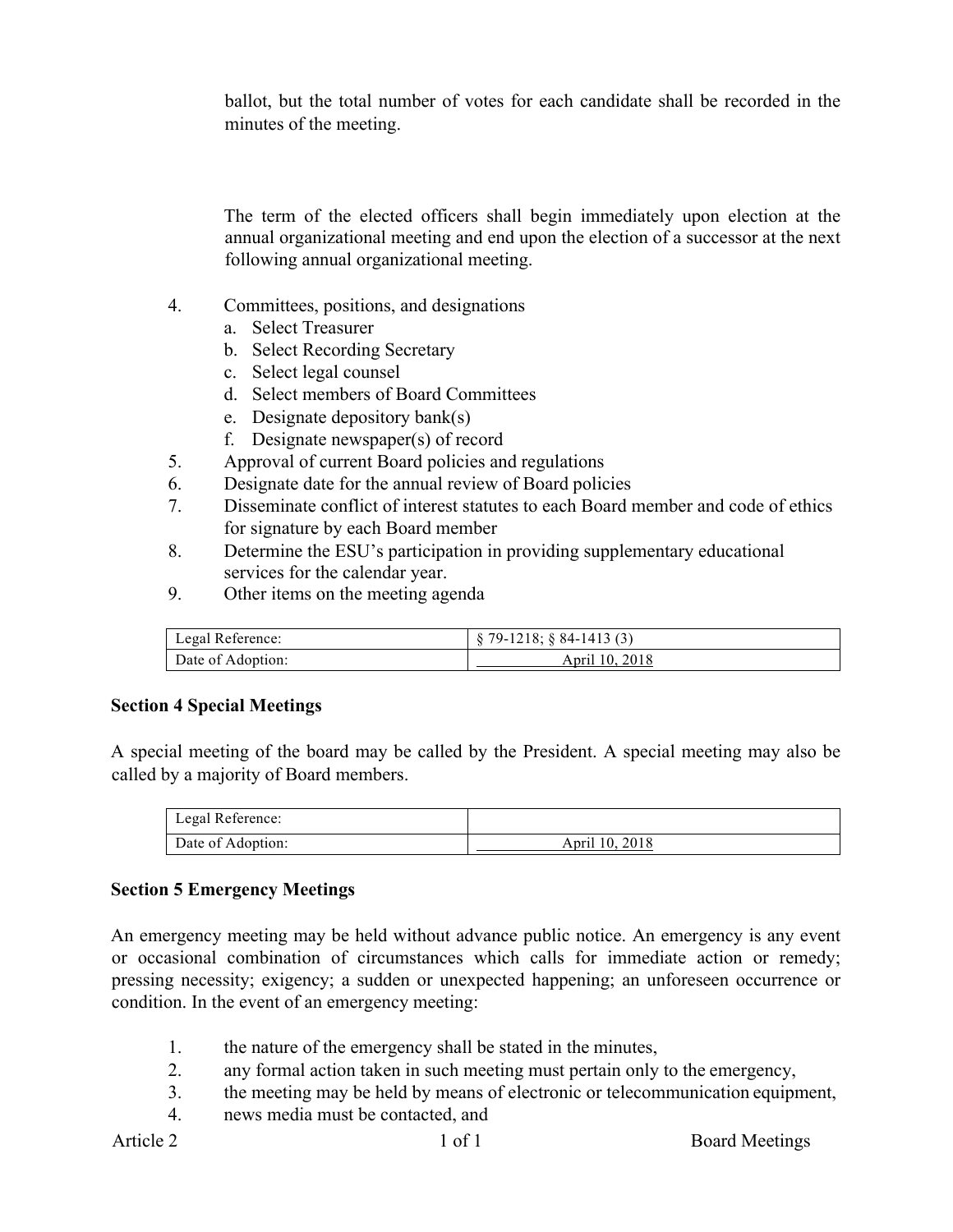ballot, but the total number of votes for each candidate shall be recorded in the minutes of the meeting.

The term of the elected officers shall begin immediately upon election at the annual organizational meeting and end upon the election of a successor at the next following annual organizational meeting.

4. Committees, positions, and designations
   a. Select Treasurer
   b. Select Recording Secretary
   c. Select legal counsel
   d. Select members of Board Committees
   e. Designate depository bank(s)
   f. Designate newspaper(s) of record
5. Approval of current Board policies and regulations
6. Designate date for the annual review of Board policies
7. Disseminate conflict of interest statutes to each Board member and code of ethics for signature by each Board member
8. Determine the ESU's participation in providing supplementary educational services for the calendar year.
9. Other items on the meeting agenda

| Legal Reference: | § 79-1218; § 84-1413 (3) |
|---|---|
| Date of Adoption: | April 10, 2018 |

**Section 4 Special Meetings**

A special meeting of the board may be called by the President. A special meeting may also be called by a majority of Board members.

| Legal Reference: | |
|---|---|
| Date of Adoption: | April 10, 2018 |

**Section 5 Emergency Meetings**

An emergency meeting may be held without advance public notice. An emergency is any event or occasional combination of circumstances which calls for immediate action or remedy; pressing necessity; exigency; a sudden or unexpected happening; an unforeseen occurrence or condition. In the event of an emergency meeting:

1. the nature of the emergency shall be stated in the minutes,
2. any formal action taken in such meeting must pertain only to the emergency,
3. the meeting may be held by means of electronic or telecommunication equipment,
4. news media must be contacted, and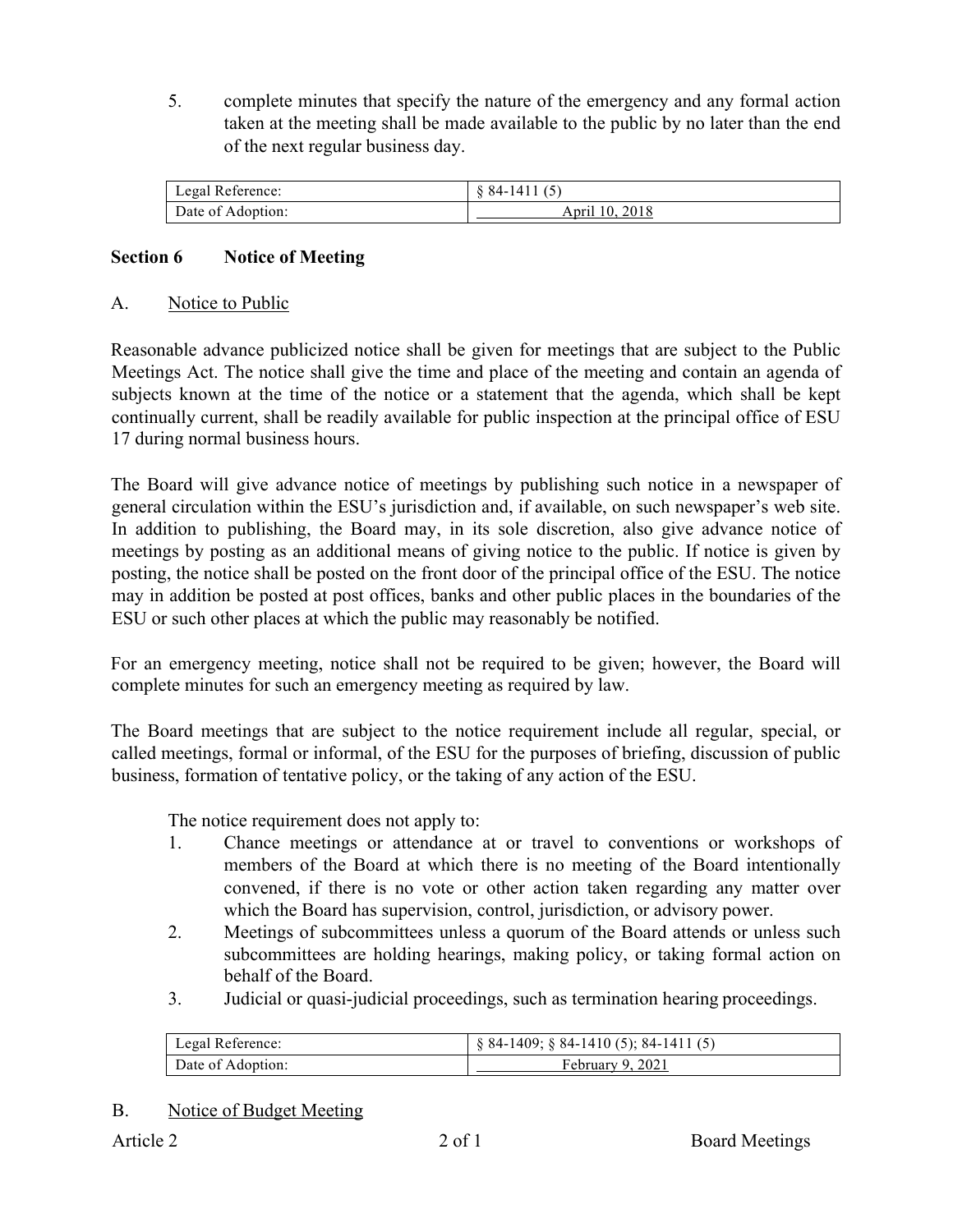5. complete minutes that specify the nature of the emergency and any formal action taken at the meeting shall be made available to the public by no later than the end of the next regular business day.

| Legal Reference: | § 84-1411 (5) |
| --- | --- |
| Date of Adoption: | April 10, 2018 |

## Section 6 Notice of Meeting

### A. Notice to Public

Reasonable advance publicized notice shall be given for meetings that are subject to the Public Meetings Act. The notice shall give the time and place of the meeting and contain an agenda of subjects known at the time of the notice or a statement that the agenda, which shall be kept continually current, shall be readily available for public inspection at the principal office of ESU 17 during normal business hours.

The Board will give advance notice of meetings by publishing such notice in a newspaper of general circulation within the ESU's jurisdiction and, if available, on such newspaper's web site. In addition to publishing, the Board may, in its sole discretion, also give advance notice of meetings by posting as an additional means of giving notice to the public. If notice is given by posting, the notice shall be posted on the front door of the principal office of the ESU. The notice may in addition be posted at post offices, banks and other public places in the boundaries of the ESU or such other places at which the public may reasonably be notified.

For an emergency meeting, notice shall not be required to be given; however, the Board will complete minutes for such an emergency meeting as required by law.

The Board meetings that are subject to the notice requirement include all regular, special, or called meetings, formal or informal, of the ESU for the purposes of briefing, discussion of public business, formation of tentative policy, or the taking of any action of the ESU.

The notice requirement does not apply to:

1. Chance meetings or attendance at or travel to conventions or workshops of members of the Board at which there is no meeting of the Board intentionally convened, if there is no vote or other action taken regarding any matter over which the Board has supervision, control, jurisdiction, or advisory power.
2. Meetings of subcommittees unless a quorum of the Board attends or unless such subcommittees are holding hearings, making policy, or taking formal action on behalf of the Board.
3. Judicial or quasi-judicial proceedings, such as termination hearing proceedings.

| Legal Reference: | § 84-1409; § 84-1410 (5); 84-1411 (5) |
| --- | --- |
| Date of Adoption: | February 9, 2021 |

### B. Notice of Budget Meeting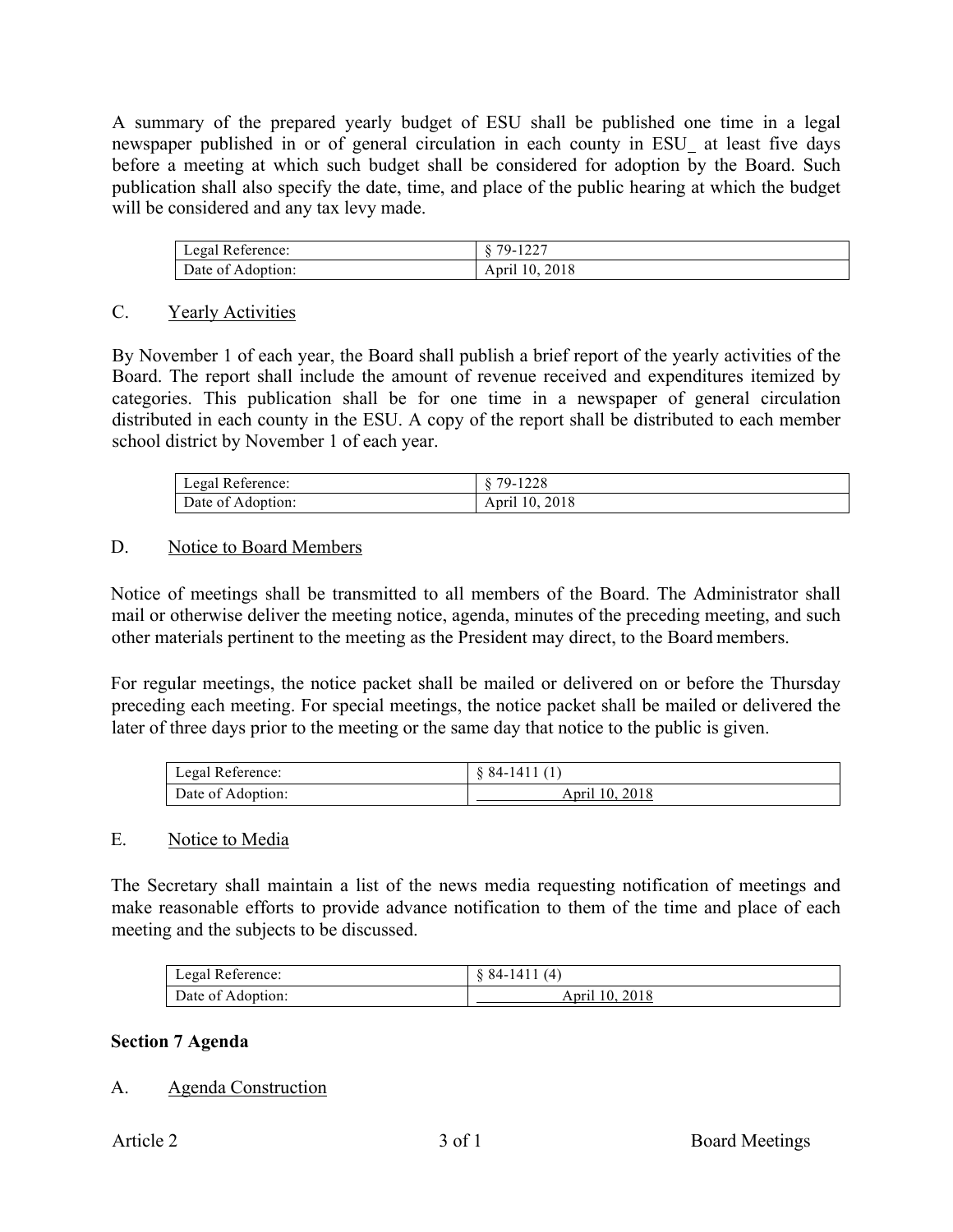A summary of the prepared yearly budget of ESU shall be published one time in a legal newspaper published in or of general circulation in each county in ESU_ at least five days before a meeting at which such budget shall be considered for adoption by the Board. Such publication shall also specify the date, time, and place of the public hearing at which the budget will be considered and any tax levy made.

| Legal Reference: | § 79-1227 |
|---|---|
| Date of Adoption: | April 10, 2018 |

C. Yearly Activities

By November 1 of each year, the Board shall publish a brief report of the yearly activities of the Board. The report shall include the amount of revenue received and expenditures itemized by categories. This publication shall be for one time in a newspaper of general circulation distributed in each county in the ESU. A copy of the report shall be distributed to each member school district by November 1 of each year.

| Legal Reference: | § 79-1228 |
|---|---|
| Date of Adoption: | April 10, 2018 |

D. Notice to Board Members

Notice of meetings shall be transmitted to all members of the Board. The Administrator shall mail or otherwise deliver the meeting notice, agenda, minutes of the preceding meeting, and such other materials pertinent to the meeting as the President may direct, to the Board members.

For regular meetings, the notice packet shall be mailed or delivered on or before the Thursday preceding each meeting. For special meetings, the notice packet shall be mailed or delivered the later of three days prior to the meeting or the same day that notice to the public is given.

| Legal Reference: | § 84-1411 (1) |
|---|---|
| Date of Adoption: | April 10, 2018 |

E. Notice to Media

The Secretary shall maintain a list of the news media requesting notification of meetings and make reasonable efforts to provide advance notification to them of the time and place of each meeting and the subjects to be discussed.

| Legal Reference: | § 84-1411 (4) |
|---|---|
| Date of Adoption: | April 10, 2018 |

**Section 7 Agenda**

A. Agenda Construction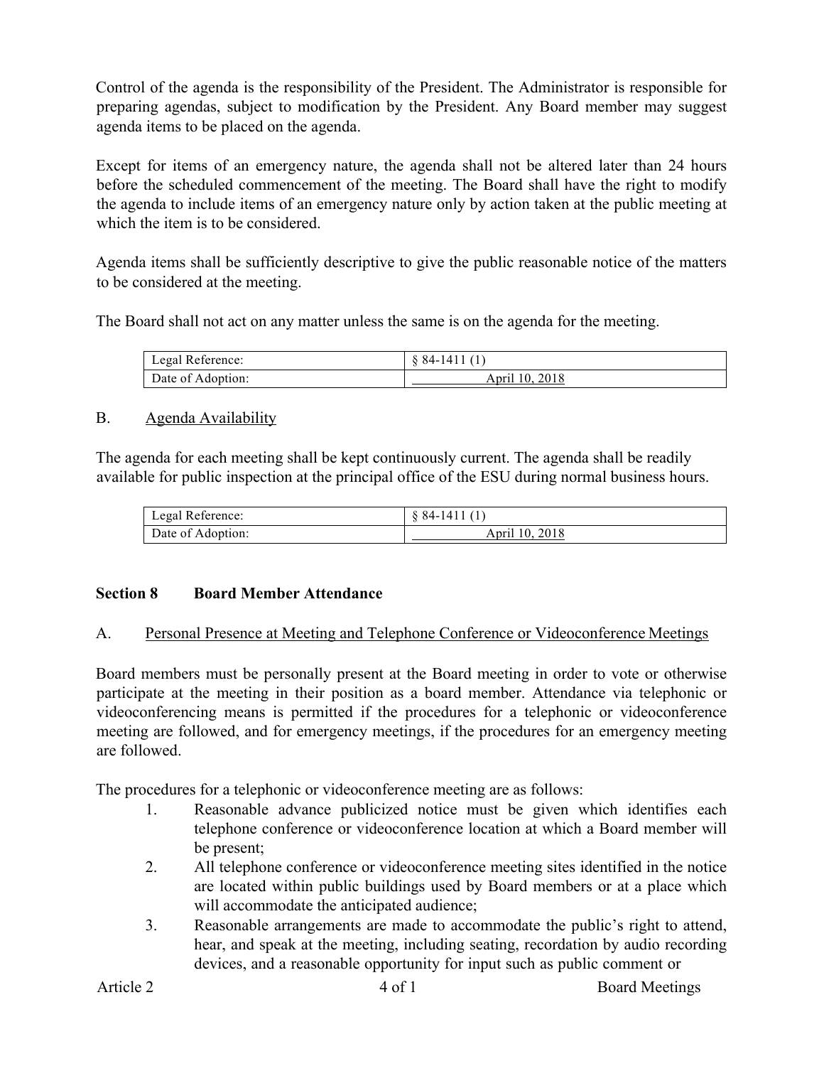Control of the agenda is the responsibility of the President. The Administrator is responsible for preparing agendas, subject to modification by the President. Any Board member may suggest agenda items to be placed on the agenda.

Except for items of an emergency nature, the agenda shall not be altered later than 24 hours before the scheduled commencement of the meeting. The Board shall have the right to modify the agenda to include items of an emergency nature only by action taken at the public meeting at which the item is to be considered.

Agenda items shall be sufficiently descriptive to give the public reasonable notice of the matters to be considered at the meeting.

The Board shall not act on any matter unless the same is on the agenda for the meeting.

| Legal Reference: | § 84-1411 (1) |
|---|---|
| Date of Adoption: | April 10, 2018 |

B. Agenda Availability

The agenda for each meeting shall be kept continuously current. The agenda shall be readily available for public inspection at the principal office of the ESU during normal business hours.

| Legal Reference: | § 84-1411 (1) |
|---|---|
| Date of Adoption: | April 10, 2018 |

## Section 8 Board Member Attendance

A. Personal Presence at Meeting and Telephone Conference or Videoconference Meetings

Board members must be personally present at the Board meeting in order to vote or otherwise participate at the meeting in their position as a board member. Attendance via telephonic or videoconferencing means is permitted if the procedures for a telephonic or videoconference meeting are followed, and for emergency meetings, if the procedures for an emergency meeting are followed.

The procedures for a telephonic or videoconference meeting are as follows:

1. Reasonable advance publicized notice must be given which identifies each telephone conference or videoconference location at which a Board member will be present;
2. All telephone conference or videoconference meeting sites identified in the notice are located within public buildings used by Board members or at a place which will accommodate the anticipated audience;
3. Reasonable arrangements are made to accommodate the public's right to attend, hear, and speak at the meeting, including seating, recordation by audio recording devices, and a reasonable opportunity for input such as public comment or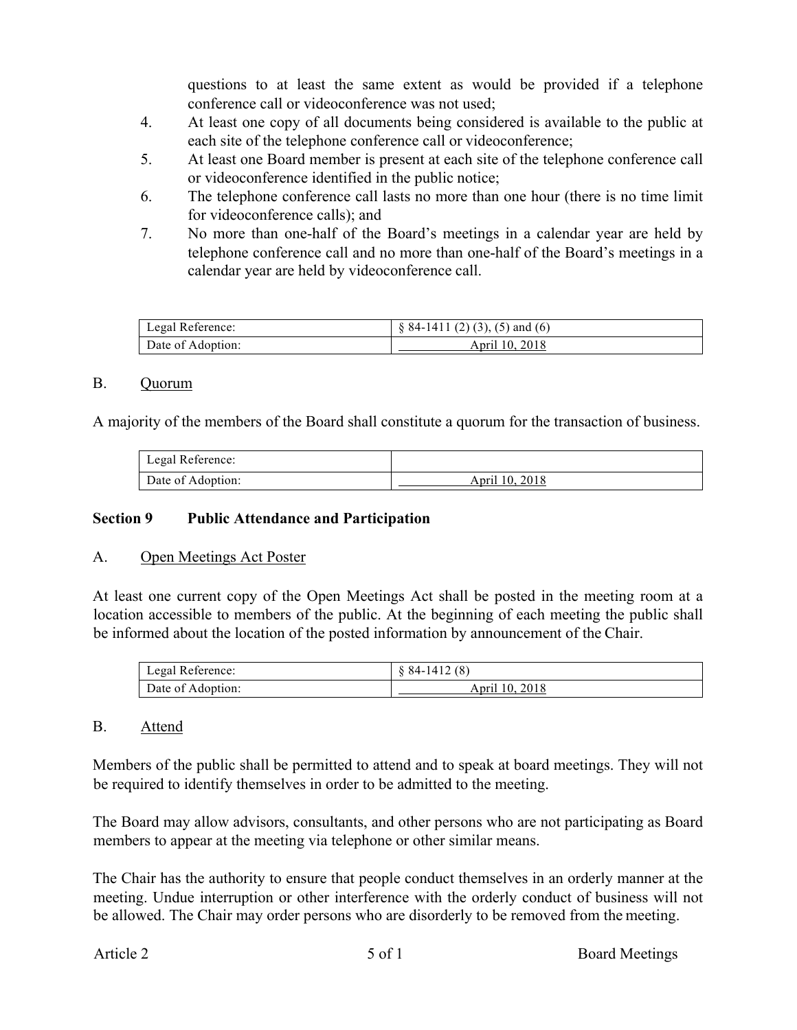questions to at least the same extent as would be provided if a telephone conference call or videoconference was not used;

4. At least one copy of all documents being considered is available to the public at each site of the telephone conference call or videoconference;
5. At least one Board member is present at each site of the telephone conference call or videoconference identified in the public notice;
6. The telephone conference call lasts no more than one hour (there is no time limit for videoconference calls); and
7. No more than one-half of the Board's meetings in a calendar year are held by telephone conference call and no more than one-half of the Board's meetings in a calendar year are held by videoconference call.

| Legal Reference: | § 84-1411 (2) (3), (5) and (6) |
|---|---|
| Date of Adoption: | April 10, 2018 |

B. Quorum

A majority of the members of the Board shall constitute a quorum for the transaction of business.

| Legal Reference: | |
|---|---|
| Date of Adoption: | April 10, 2018 |

## Section 9 Public Attendance and Participation

A. Open Meetings Act Poster

At least one current copy of the Open Meetings Act shall be posted in the meeting room at a location accessible to members of the public. At the beginning of each meeting the public shall be informed about the location of the posted information by announcement of the Chair.

| Legal Reference: | § 84-1412 (8) |
|---|---|
| Date of Adoption: | April 10, 2018 |

B. Attend

Members of the public shall be permitted to attend and to speak at board meetings. They will not be required to identify themselves in order to be admitted to the meeting.

The Board may allow advisors, consultants, and other persons who are not participating as Board members to appear at the meeting via telephone or other similar means.

The Chair has the authority to ensure that people conduct themselves in an orderly manner at the meeting. Undue interruption or other interference with the orderly conduct of business will not be allowed. The Chair may order persons who are disorderly to be removed from the meeting.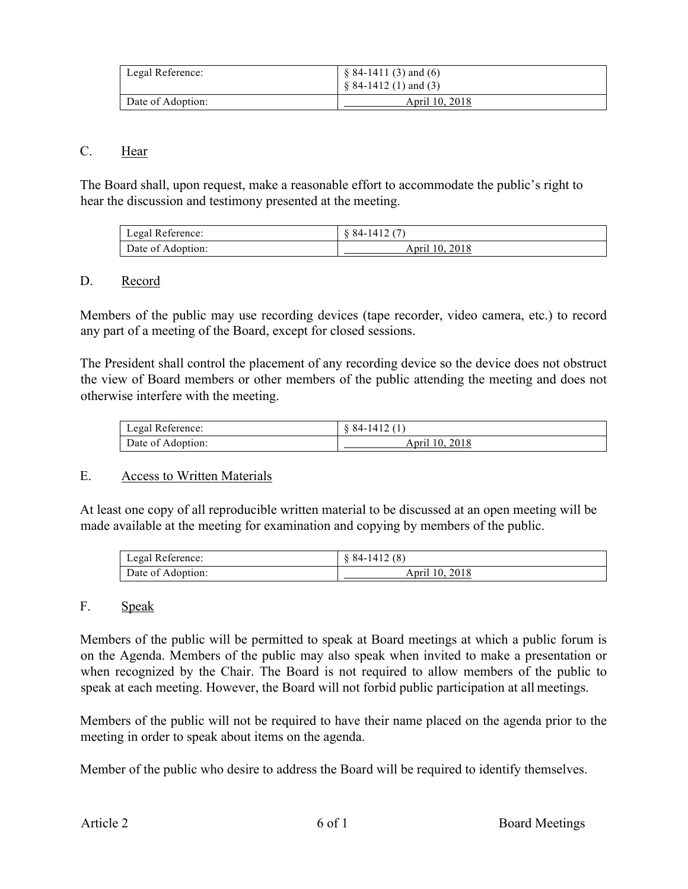| Legal Reference: | § 84-1411 (3) and (6)<br>§ 84-1412 (1) and (3) |
|---|---|
| Date of Adoption: | April 10, 2018 |

## C. Hear

The Board shall, upon request, make a reasonable effort to accommodate the public's right to hear the discussion and testimony presented at the meeting.

| Legal Reference: | § 84-1412 (7) |
|---|---|
| Date of Adoption: | April 10, 2018 |

## D. Record

Members of the public may use recording devices (tape recorder, video camera, etc.) to record any part of a meeting of the Board, except for closed sessions.

The President shall control the placement of any recording device so the device does not obstruct the view of Board members or other members of the public attending the meeting and does not otherwise interfere with the meeting.

| Legal Reference: | § 84-1412 (1) |
|---|---|
| Date of Adoption: | April 10, 2018 |

## E. Access to Written Materials

At least one copy of all reproducible written material to be discussed at an open meeting will be made available at the meeting for examination and copying by members of the public.

| Legal Reference: | § 84-1412 (8) |
|---|---|
| Date of Adoption: | April 10, 2018 |

## F. Speak

Members of the public will be permitted to speak at Board meetings at which a public forum is on the Agenda. Members of the public may also speak when invited to make a presentation or when recognized by the Chair. The Board is not required to allow members of the public to speak at each meeting. However, the Board will not forbid public participation at all meetings.

Members of the public will not be required to have their name placed on the agenda prior to the meeting in order to speak about items on the agenda.

Member of the public who desire to address the Board will be required to identify themselves.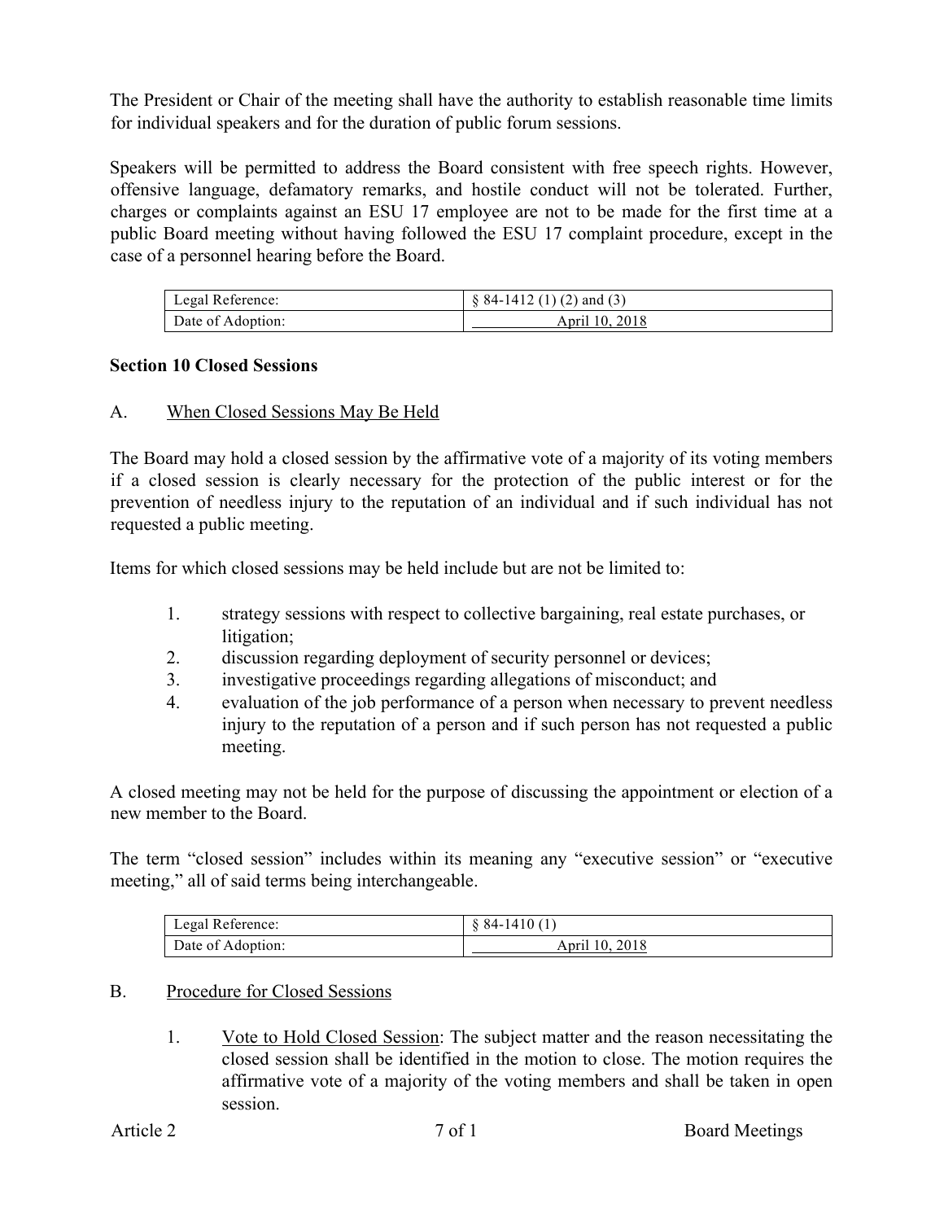The President or Chair of the meeting shall have the authority to establish reasonable time limits for individual speakers and for the duration of public forum sessions.

Speakers will be permitted to address the Board consistent with free speech rights. However, offensive language, defamatory remarks, and hostile conduct will not be tolerated. Further, charges or complaints against an ESU 17 employee are not to be made for the first time at a public Board meeting without having followed the ESU 17 complaint procedure, except in the case of a personnel hearing before the Board.

| Legal Reference: | § 84-1412 (1) (2) and (3) |
|---|---|
| Date of Adoption: | April 10, 2018 |

**Section 10 Closed Sessions**

A. When Closed Sessions May Be Held

The Board may hold a closed session by the affirmative vote of a majority of its voting members if a closed session is clearly necessary for the protection of the public interest or for the prevention of needless injury to the reputation of an individual and if such individual has not requested a public meeting.

Items for which closed sessions may be held include but are not be limited to:

1. strategy sessions with respect to collective bargaining, real estate purchases, or litigation;
2. discussion regarding deployment of security personnel or devices;
3. investigative proceedings regarding allegations of misconduct; and
4. evaluation of the job performance of a person when necessary to prevent needless injury to the reputation of a person and if such person has not requested a public meeting.

A closed meeting may not be held for the purpose of discussing the appointment or election of a new member to the Board.

The term "closed session" includes within its meaning any "executive session" or "executive meeting," all of said terms being interchangeable.

| Legal Reference: | § 84-1410 (1) |
|---|---|
| Date of Adoption: | April 10, 2018 |

B. Procedure for Closed Sessions

1. Vote to Hold Closed Session: The subject matter and the reason necessitating the closed session shall be identified in the motion to close. The motion requires the affirmative vote of a majority of the voting members and shall be taken in open session.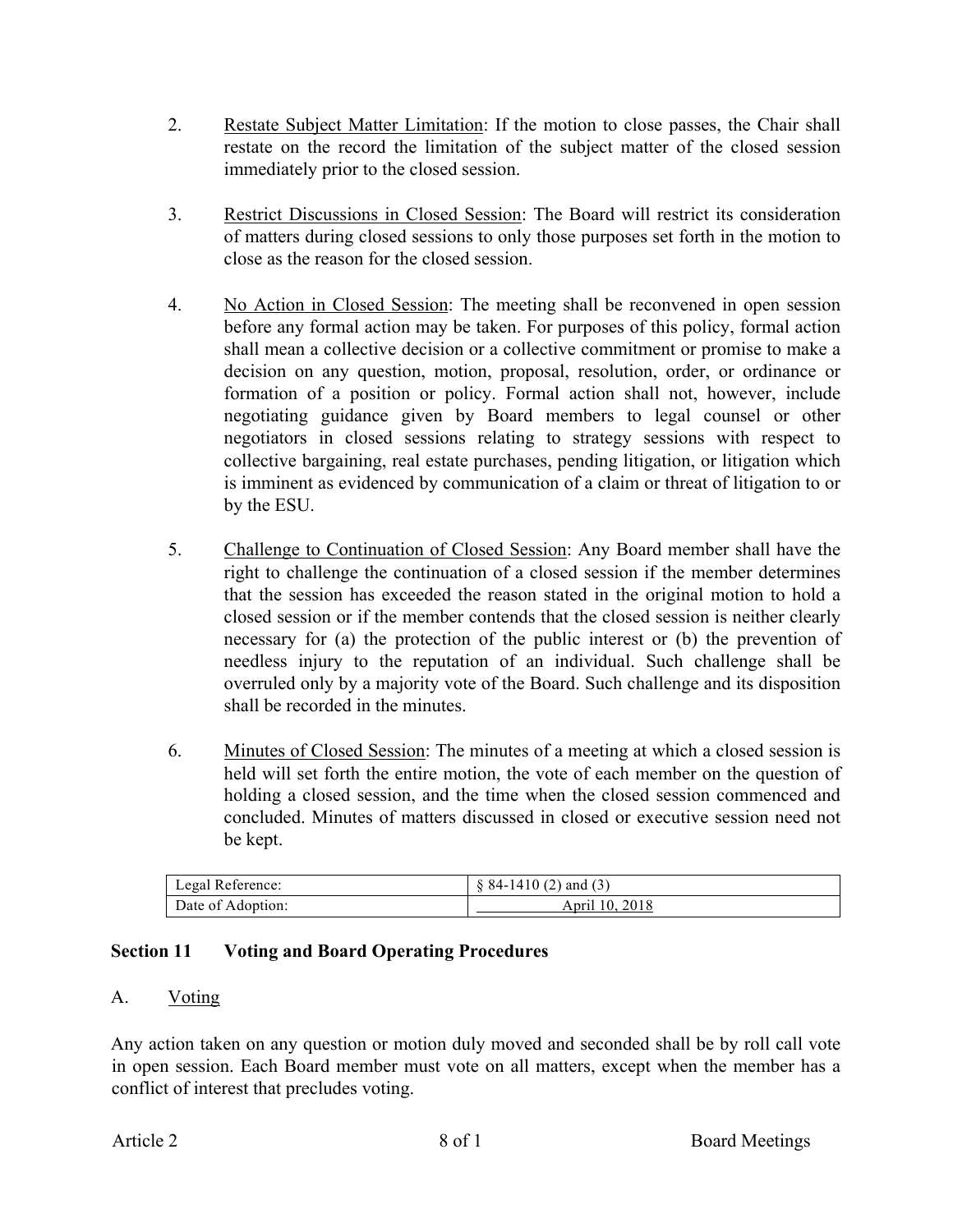2. Restrict Subject Matter Limitation: If the motion to close passes, the Chair shall restate on the record the limitation of the subject matter of the closed session immediately prior to the closed session.

3. Restrict Discussions in Closed Session: The Board will restrict its consideration of matters during closed sessions to only those purposes set forth in the motion to close as the reason for the closed session.

4. No Action in Closed Session: The meeting shall be reconvened in open session before any formal action may be taken. For purposes of this policy, formal action shall mean a collective decision or a collective commitment or promise to make a decision on any question, motion, proposal, resolution, order, or ordinance or formation of a position or policy. Formal action shall not, however, include negotiating guidance given by Board members to legal counsel or other negotiators in closed sessions relating to strategy sessions with respect to collective bargaining, real estate purchases, pending litigation, or litigation which is imminent as evidenced by communication of a claim or threat of litigation to or by the ESU.

5. Challenge to Continuation of Closed Session: Any Board member shall have the right to challenge the continuation of a closed session if the member determines that the session has exceeded the reason stated in the original motion to hold a closed session or if the member contends that the closed session is neither clearly necessary for (a) the protection of the public interest or (b) the prevention of needless injury to the reputation of an individual. Such challenge shall be overruled only by a majority vote of the Board. Such challenge and its disposition shall be recorded in the minutes.

6. Minutes of Closed Session: The minutes of a meeting at which a closed session is held will set forth the entire motion, the vote of each member on the question of holding a closed session, and the time when the closed session commenced and concluded. Minutes of matters discussed in closed or executive session need not be kept.

| Legal Reference: | § 84-1410 (2) and (3) |
|---|---|
| Date of Adoption: | April 10, 2018 |

## Section 11 Voting and Board Operating Procedures

A. Voting

Any action taken on any question or motion duly moved and seconded shall be by roll call vote in open session. Each Board member must vote on all matters, except when the member has a conflict of interest that precludes voting.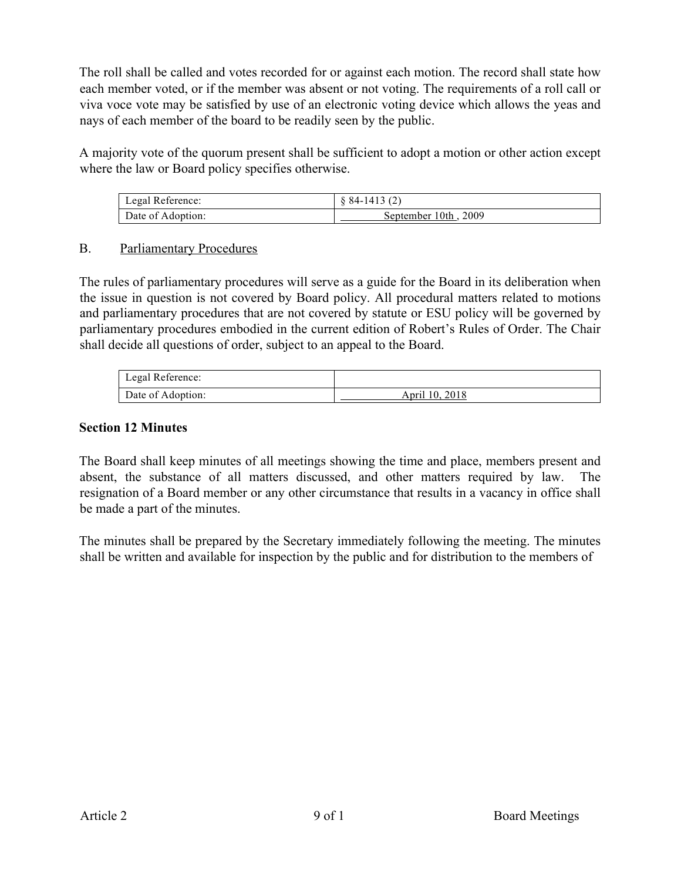The roll shall be called and votes recorded for or against each motion. The record shall state how each member voted, or if the member was absent or not voting. The requirements of a roll call or viva voce vote may be satisfied by use of an electronic voting device which allows the yeas and nays of each member of the board to be readily seen by the public.

A majority vote of the quorum present shall be sufficient to adopt a motion or other action except where the law or Board policy specifies otherwise.

| Legal Reference: | § 84-1413 (2) |
| --- | --- |
| Date of Adoption: | September 10th , 2009 |

B. Parliamentary Procedures

The rules of parliamentary procedures will serve as a guide for the Board in its deliberation when the issue in question is not covered by Board policy. All procedural matters related to motions and parliamentary procedures that are not covered by statute or ESU policy will be governed by parliamentary procedures embodied in the current edition of Robert's Rules of Order. The Chair shall decide all questions of order, subject to an appeal to the Board.

| Legal Reference: | |
| --- | --- |
| Date of Adoption: | April 10, 2018 |

**Section 12 Minutes**

The Board shall keep minutes of all meetings showing the time and place, members present and absent, the substance of all matters discussed, and other matters required by law. The resignation of a Board member or any other circumstance that results in a vacancy in office shall be made a part of the minutes.

The minutes shall be prepared by the Secretary immediately following the meeting. The minutes shall be written and available for inspection by the public and for distribution to the members of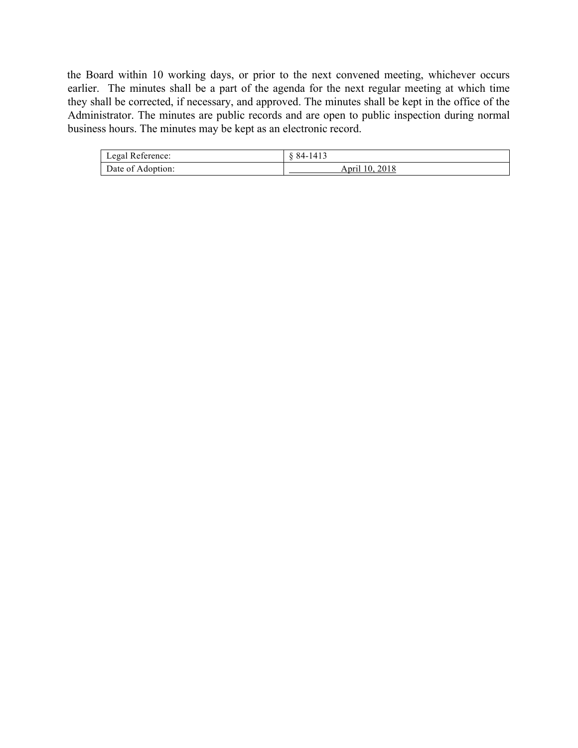the Board within 10 working days, or prior to the next convened meeting, whichever occurs earlier. The minutes shall be a part of the agenda for the next regular meeting at which time they shall be corrected, if necessary, and approved. The minutes shall be kept in the office of the Administrator. The minutes are public records and are open to public inspection during normal business hours. The minutes may be kept as an electronic record.

| Legal Reference: | § 84-1413 |
|---|---|
| Date of Adoption: | April 10, 2018 |